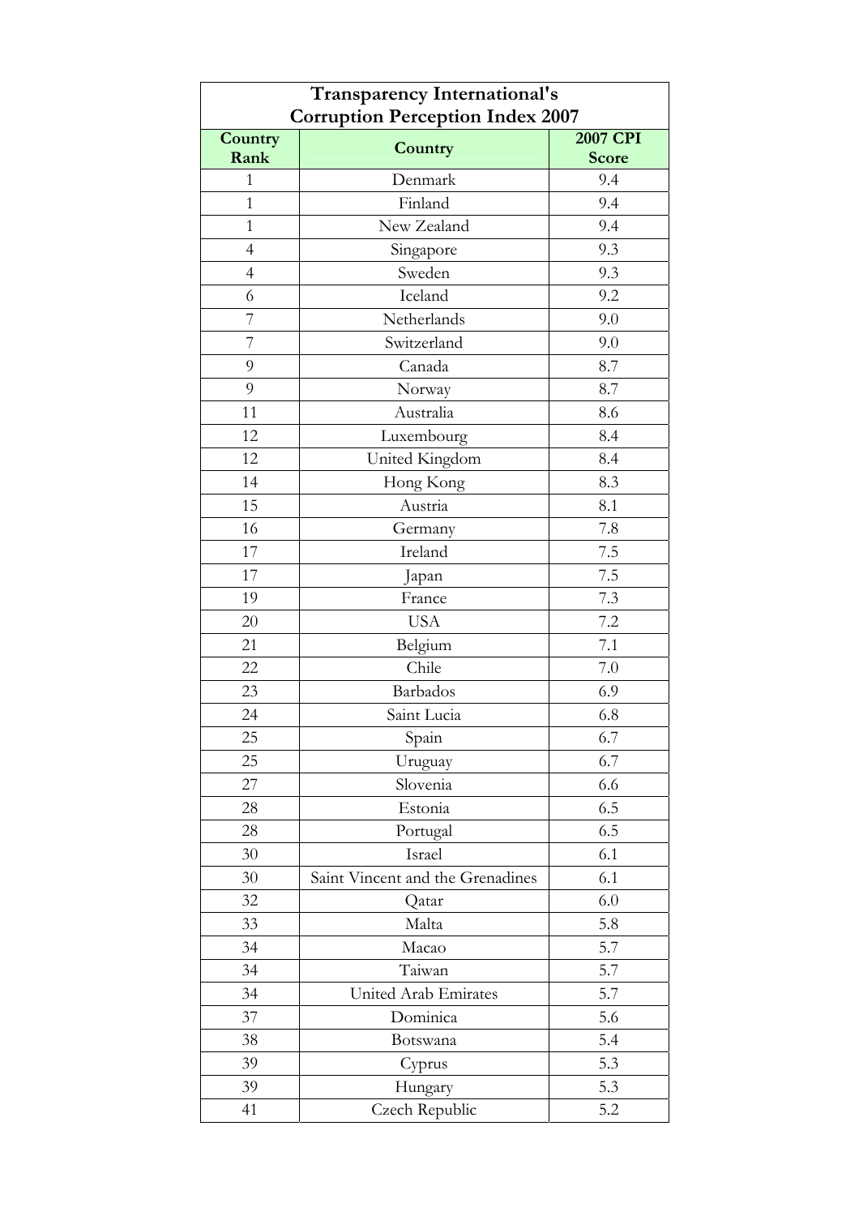| Transparency International's Corruption Perception Index 2007 | | |
|---|---|---|
| Country Rank | Country | 2007 CPI Score |
| 1 | Denmark | 9.4 |
| 1 | Finland | 9.4 |
| 1 | New Zealand | 9.4 |
| 4 | Singapore | 9.3 |
| 4 | Sweden | 9.3 |
| 6 | Iceland | 9.2 |
| 7 | Netherlands | 9.0 |
| 7 | Switzerland | 9.0 |
| 9 | Canada | 8.7 |
| 9 | Norway | 8.7 |
| 11 | Australia | 8.6 |
| 12 | Luxembourg | 8.4 |
| 12 | United Kingdom | 8.4 |
| 14 | Hong Kong | 8.3 |
| 15 | Austria | 8.1 |
| 16 | Germany | 7.8 |
| 17 | Ireland | 7.5 |
| 17 | Japan | 7.5 |
| 19 | France | 7.3 |
| 20 | USA | 7.2 |
| 21 | Belgium | 7.1 |
| 22 | Chile | 7.0 |
| 23 | Barbados | 6.9 |
| 24 | Saint Lucia | 6.8 |
| 25 | Spain | 6.7 |
| 25 | Uruguay | 6.7 |
| 27 | Slovenia | 6.6 |
| 28 | Estonia | 6.5 |
| 28 | Portugal | 6.5 |
| 30 | Israel | 6.1 |
| 30 | Saint Vincent and the Grenadines | 6.1 |
| 32 | Qatar | 6.0 |
| 33 | Malta | 5.8 |
| 34 | Macao | 5.7 |
| 34 | Taiwan | 5.7 |
| 34 | United Arab Emirates | 5.7 |
| 37 | Dominica | 5.6 |
| 38 | Botswana | 5.4 |
| 39 | Cyprus | 5.3 |
| 39 | Hungary | 5.3 |
| 41 | Czech Republic | 5.2 |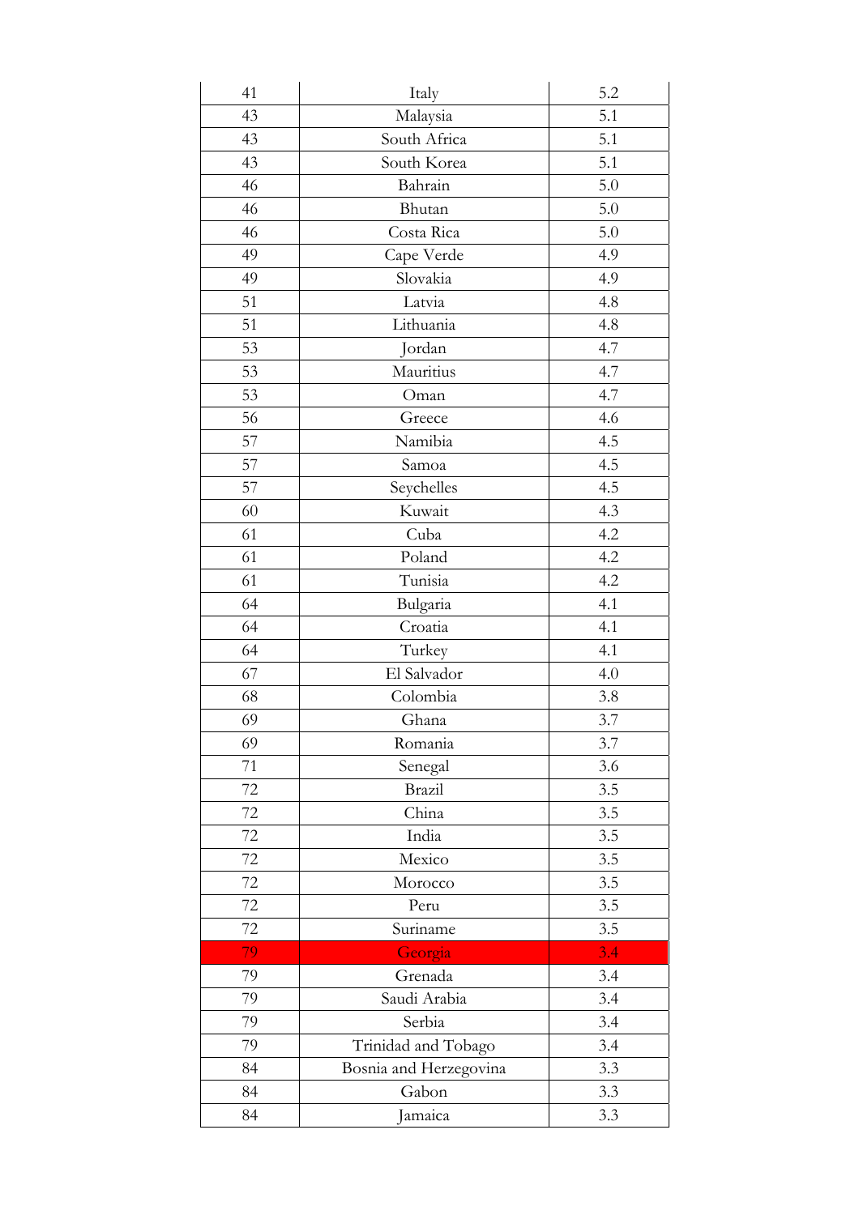| 41 | Italy | 5.2 |
|---|---|---|
| 43 | Malaysia | 5.1 |
| 43 | South Africa | 5.1 |
| 43 | South Korea | 5.1 |
| 46 | Bahrain | 5.0 |
| 46 | Bhutan | 5.0 |
| 46 | Costa Rica | 5.0 |
| 49 | Cape Verde | 4.9 |
| 49 | Slovakia | 4.9 |
| 51 | Latvia | 4.8 |
| 51 | Lithuania | 4.8 |
| 53 | Jordan | 4.7 |
| 53 | Mauritius | 4.7 |
| 53 | Oman | 4.7 |
| 56 | Greece | 4.6 |
| 57 | Namibia | 4.5 |
| 57 | Samoa | 4.5 |
| 57 | Seychelles | 4.5 |
| 60 | Kuwait | 4.3 |
| 61 | Cuba | 4.2 |
| 61 | Poland | 4.2 |
| 61 | Tunisia | 4.2 |
| 64 | Bulgaria | 4.1 |
| 64 | Croatia | 4.1 |
| 64 | Turkey | 4.1 |
| 67 | El Salvador | 4.0 |
| 68 | Colombia | 3.8 |
| 69 | Ghana | 3.7 |
| 69 | Romania | 3.7 |
| 71 | Senegal | 3.6 |
| 72 | Brazil | 3.5 |
| 72 | China | 3.5 |
| 72 | India | 3.5 |
| 72 | Mexico | 3.5 |
| 72 | Morocco | 3.5 |
| 72 | Peru | 3.5 |
| 72 | Suriname | 3.5 |
| 79 | Georgia | 3.4 |
| 79 | Grenada | 3.4 |
| 79 | Saudi Arabia | 3.4 |
| 79 | Serbia | 3.4 |
| 79 | Trinidad and Tobago | 3.4 |
| 84 | Bosnia and Herzegovina | 3.3 |
| 84 | Gabon | 3.3 |
| 84 | Jamaica | 3.3 |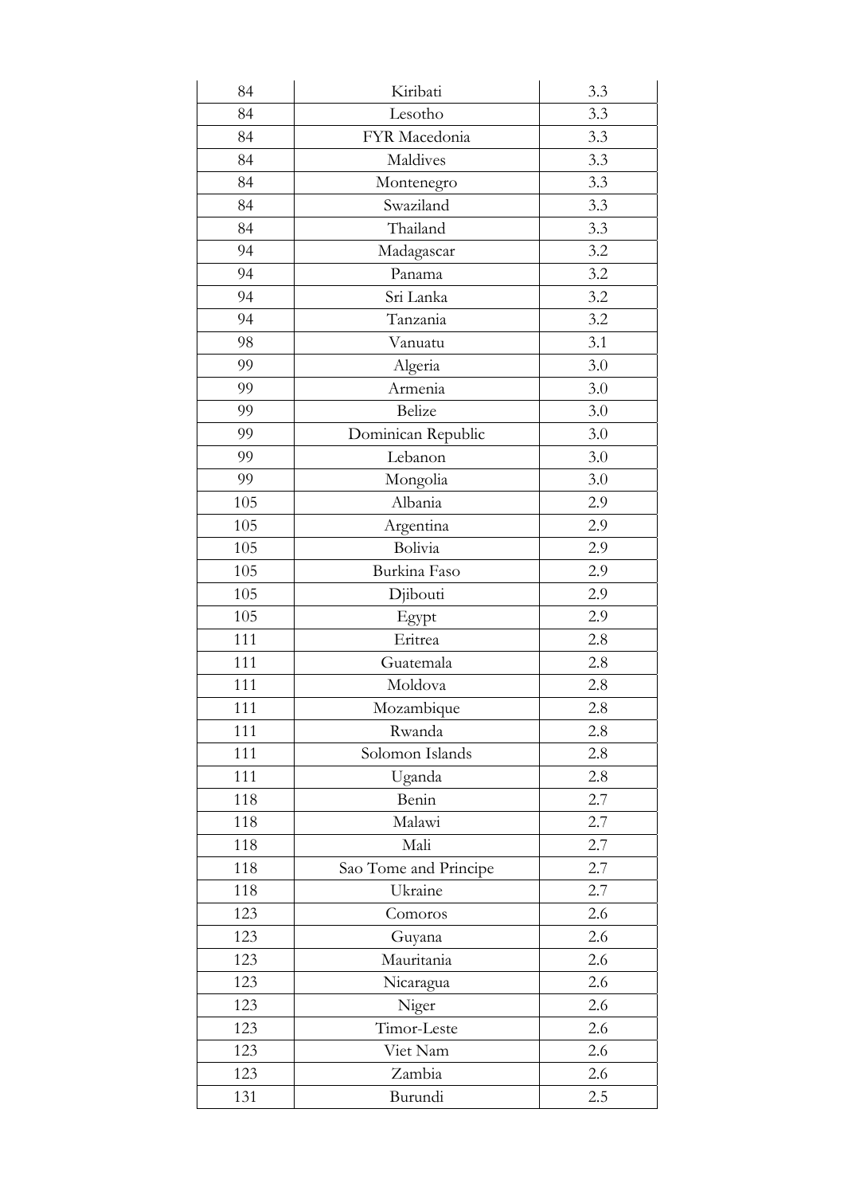| | | |
|---|---|---|
| 84 | Kiribati | 3.3 |
| 84 | Lesotho | 3.3 |
| 84 | FYR Macedonia | 3.3 |
| 84 | Maldives | 3.3 |
| 84 | Montenegro | 3.3 |
| 84 | Swaziland | 3.3 |
| 84 | Thailand | 3.3 |
| 94 | Madagascar | 3.2 |
| 94 | Panama | 3.2 |
| 94 | Sri Lanka | 3.2 |
| 94 | Tanzania | 3.2 |
| 98 | Vanuatu | 3.1 |
| 99 | Algeria | 3.0 |
| 99 | Armenia | 3.0 |
| 99 | Belize | 3.0 |
| 99 | Dominican Republic | 3.0 |
| 99 | Lebanon | 3.0 |
| 99 | Mongolia | 3.0 |
| 105 | Albania | 2.9 |
| 105 | Argentina | 2.9 |
| 105 | Bolivia | 2.9 |
| 105 | Burkina Faso | 2.9 |
| 105 | Djibouti | 2.9 |
| 105 | Egypt | 2.9 |
| 111 | Eritrea | 2.8 |
| 111 | Guatemala | 2.8 |
| 111 | Moldova | 2.8 |
| 111 | Mozambique | 2.8 |
| 111 | Rwanda | 2.8 |
| 111 | Solomon Islands | 2.8 |
| 111 | Uganda | 2.8 |
| 118 | Benin | 2.7 |
| 118 | Malawi | 2.7 |
| 118 | Mali | 2.7 |
| 118 | Sao Tome and Principe | 2.7 |
| 118 | Ukraine | 2.7 |
| 123 | Comoros | 2.6 |
| 123 | Guyana | 2.6 |
| 123 | Mauritania | 2.6 |
| 123 | Nicaragua | 2.6 |
| 123 | Niger | 2.6 |
| 123 | Timor-Leste | 2.6 |
| 123 | Viet Nam | 2.6 |
| 123 | Zambia | 2.6 |
| 131 | Burundi | 2.5 |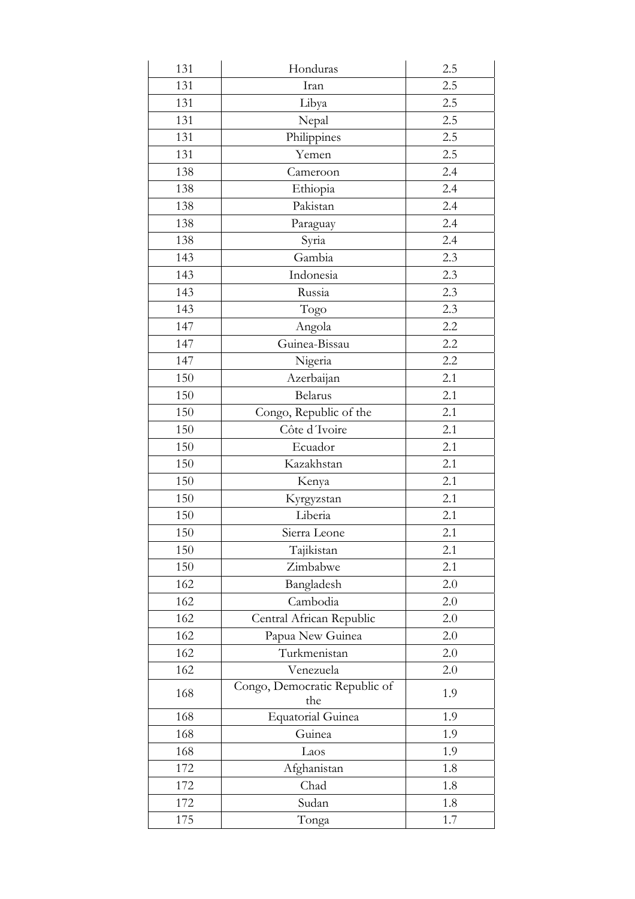| | | |
|---|---|---|
| 131 | Honduras | 2.5 |
| 131 | Iran | 2.5 |
| 131 | Libya | 2.5 |
| 131 | Nepal | 2.5 |
| 131 | Philippines | 2.5 |
| 131 | Yemen | 2.5 |
| 138 | Cameroon | 2.4 |
| 138 | Ethiopia | 2.4 |
| 138 | Pakistan | 2.4 |
| 138 | Paraguay | 2.4 |
| 138 | Syria | 2.4 |
| 143 | Gambia | 2.3 |
| 143 | Indonesia | 2.3 |
| 143 | Russia | 2.3 |
| 143 | Togo | 2.3 |
| 147 | Angola | 2.2 |
| 147 | Guinea-Bissau | 2.2 |
| 147 | Nigeria | 2.2 |
| 150 | Azerbaijan | 2.1 |
| 150 | Belarus | 2.1 |
| 150 | Congo, Republic of the | 2.1 |
| 150 | Côte d´Ivoire | 2.1 |
| 150 | Ecuador | 2.1 |
| 150 | Kazakhstan | 2.1 |
| 150 | Kenya | 2.1 |
| 150 | Kyrgyzstan | 2.1 |
| 150 | Liberia | 2.1 |
| 150 | Sierra Leone | 2.1 |
| 150 | Tajikistan | 2.1 |
| 150 | Zimbabwe | 2.1 |
| 162 | Bangladesh | 2.0 |
| 162 | Cambodia | 2.0 |
| 162 | Central African Republic | 2.0 |
| 162 | Papua New Guinea | 2.0 |
| 162 | Turkmenistan | 2.0 |
| 162 | Venezuela | 2.0 |
| 168 | Congo, Democratic Republic of the | 1.9 |
| 168 | Equatorial Guinea | 1.9 |
| 168 | Guinea | 1.9 |
| 168 | Laos | 1.9 |
| 172 | Afghanistan | 1.8 |
| 172 | Chad | 1.8 |
| 172 | Sudan | 1.8 |
| 175 | Tonga | 1.7 |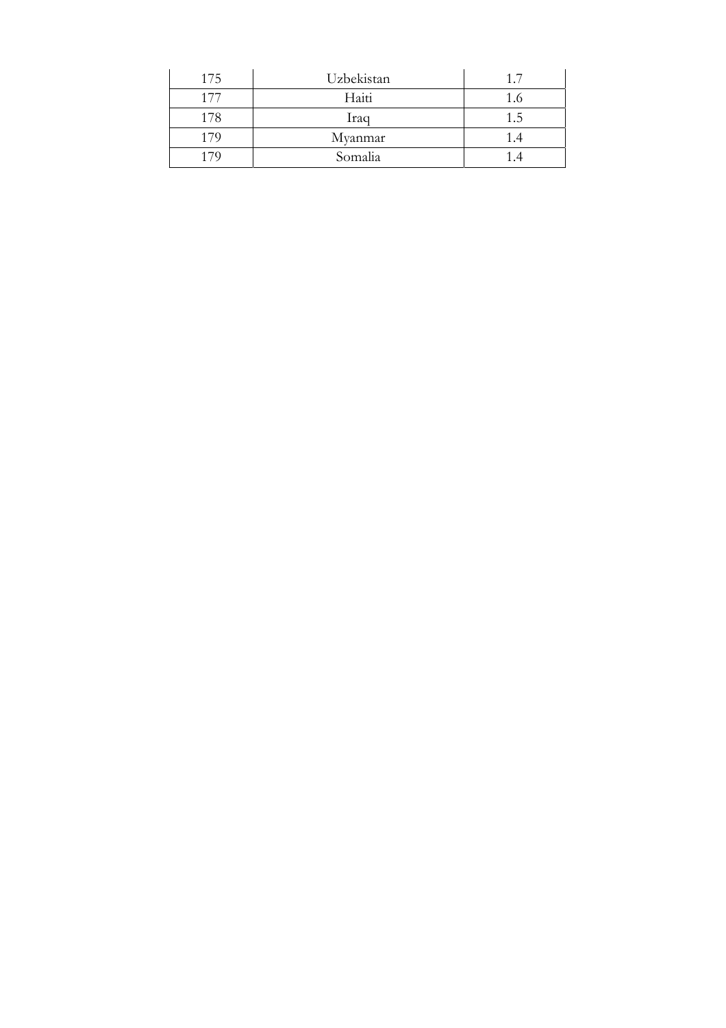| | | |
|---|---|---|
| 175 | Uzbekistan | 1.7 |
| 177 | Haiti | 1.6 |
| 178 | Iraq | 1.5 |
| 179 | Myanmar | 1.4 |
| 179 | Somalia | 1.4 |